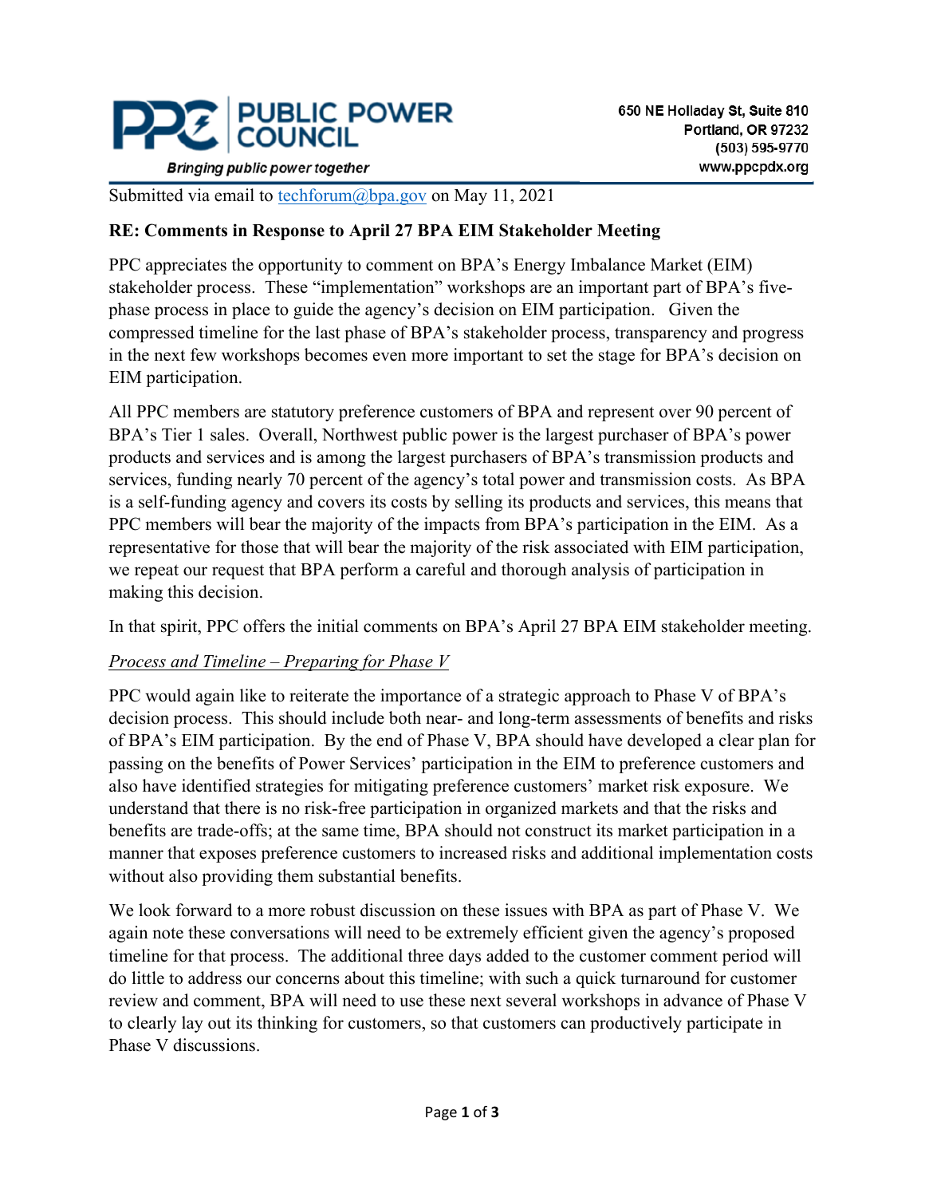**PUBLIC POWER COUNCIL**

*Bringing public power together*

650 NE Holladay St, Suite 810
Portland, OR 97232
(503) 595-9770
www.ppcpdx.org

Submitted via email to techforum@bpa.gov on May 11, 2021

**RE: Comments in Response to April 27 BPA EIM Stakeholder Meeting**

PPC appreciates the opportunity to comment on BPA's Energy Imbalance Market (EIM) stakeholder process. These "implementation" workshops are an important part of BPA's five-phase process in place to guide the agency's decision on EIM participation. Given the compressed timeline for the last phase of BPA's stakeholder process, transparency and progress in the next few workshops becomes even more important to set the stage for BPA's decision on EIM participation.

All PPC members are statutory preference customers of BPA and represent over 90 percent of BPA's Tier 1 sales. Overall, Northwest public power is the largest purchaser of BPA's power products and services and is among the largest purchasers of BPA's transmission products and services, funding nearly 70 percent of the agency's total power and transmission costs. As BPA is a self-funding agency and covers its costs by selling its products and services, this means that PPC members will bear the majority of the impacts from BPA's participation in the EIM. As a representative for those that will bear the majority of the risk associated with EIM participation, we repeat our request that BPA perform a careful and thorough analysis of participation in making this decision.

In that spirit, PPC offers the initial comments on BPA's April 27 BPA EIM stakeholder meeting.

*Process and Timeline – Preparing for Phase V*

PPC would again like to reiterate the importance of a strategic approach to Phase V of BPA's decision process. This should include both near- and long-term assessments of benefits and risks of BPA's EIM participation. By the end of Phase V, BPA should have developed a clear plan for passing on the benefits of Power Services' participation in the EIM to preference customers and also have identified strategies for mitigating preference customers' market risk exposure. We understand that there is no risk-free participation in organized markets and that the risks and benefits are trade-offs; at the same time, BPA should not construct its market participation in a manner that exposes preference customers to increased risks and additional implementation costs without also providing them substantial benefits.

We look forward to a more robust discussion on these issues with BPA as part of Phase V. We again note these conversations will need to be extremely efficient given the agency's proposed timeline for that process. The additional three days added to the customer comment period will do little to address our concerns about this timeline; with such a quick turnaround for customer review and comment, BPA will need to use these next several workshops in advance of Phase V to clearly lay out its thinking for customers, so that customers can productively participate in Phase V discussions.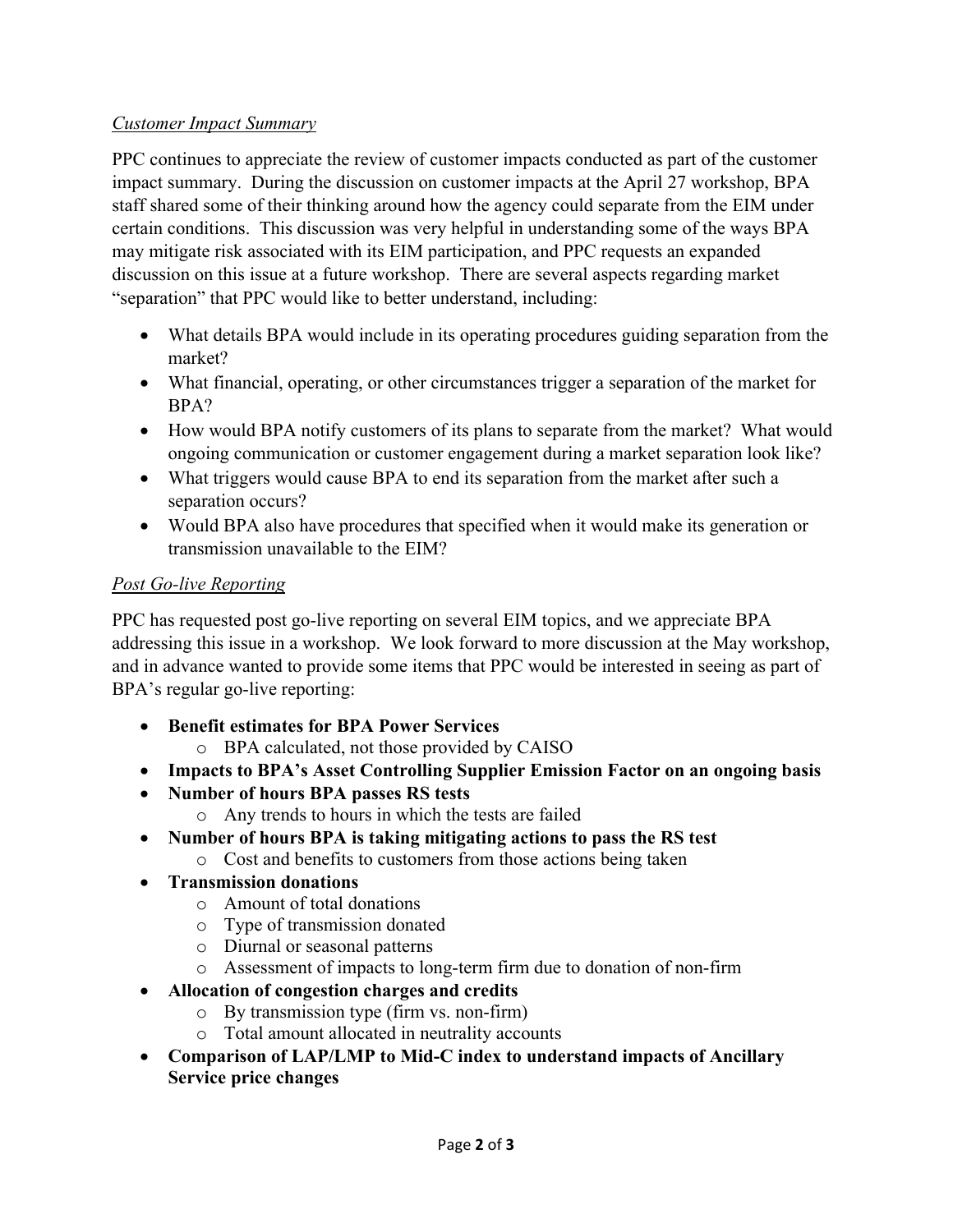*Customer Impact Summary*

PPC continues to appreciate the review of customer impacts conducted as part of the customer impact summary. During the discussion on customer impacts at the April 27 workshop, BPA staff shared some of their thinking around how the agency could separate from the EIM under certain conditions. This discussion was very helpful in understanding some of the ways BPA may mitigate risk associated with its EIM participation, and PPC requests an expanded discussion on this issue at a future workshop. There are several aspects regarding market "separation" that PPC would like to better understand, including:

- What details BPA would include in its operating procedures guiding separation from the market?
- What financial, operating, or other circumstances trigger a separation of the market for BPA?
- How would BPA notify customers of its plans to separate from the market? What would ongoing communication or customer engagement during a market separation look like?
- What triggers would cause BPA to end its separation from the market after such a separation occurs?
- Would BPA also have procedures that specified when it would make its generation or transmission unavailable to the EIM?

*Post Go-live Reporting*

PPC has requested post go-live reporting on several EIM topics, and we appreciate BPA addressing this issue in a workshop. We look forward to more discussion at the May workshop, and in advance wanted to provide some items that PPC would be interested in seeing as part of BPA's regular go-live reporting:

- **Benefit estimates for BPA Power Services**
  - BPA calculated, not those provided by CAISO
- **Impacts to BPA's Asset Controlling Supplier Emission Factor on an ongoing basis**
- **Number of hours BPA passes RS tests**
  - Any trends to hours in which the tests are failed
- **Number of hours BPA is taking mitigating actions to pass the RS test**
  - Cost and benefits to customers from those actions being taken
- **Transmission donations**
  - Amount of total donations
  - Type of transmission donated
  - Diurnal or seasonal patterns
  - Assessment of impacts to long-term firm due to donation of non-firm
- **Allocation of congestion charges and credits**
  - By transmission type (firm vs. non-firm)
  - Total amount allocated in neutrality accounts
- **Comparison of LAP/LMP to Mid-C index to understand impacts of Ancillary Service price changes**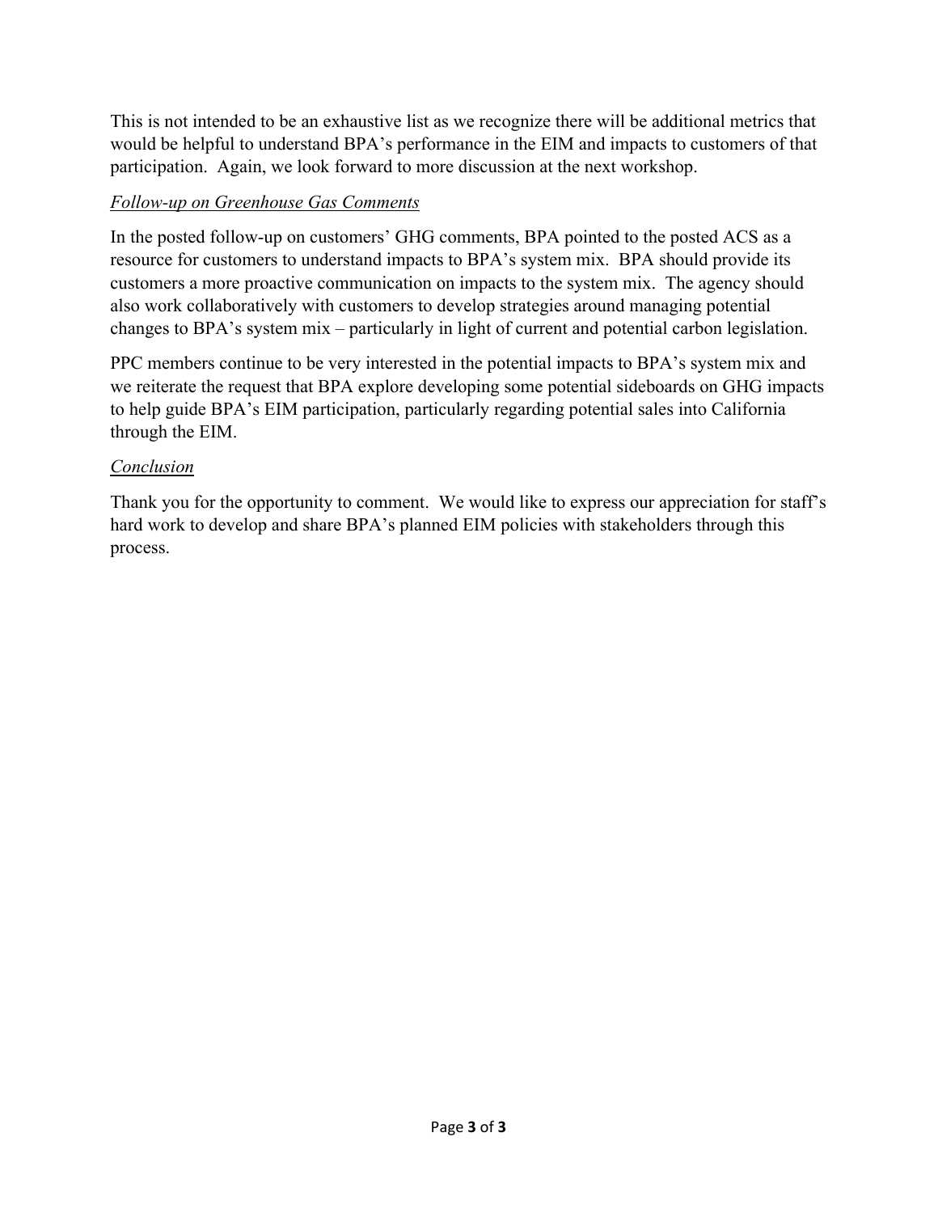This is not intended to be an exhaustive list as we recognize there will be additional metrics that would be helpful to understand BPA's performance in the EIM and impacts to customers of that participation. Again, we look forward to more discussion at the next workshop.

*Follow-up on Greenhouse Gas Comments*

In the posted follow-up on customers' GHG comments, BPA pointed to the posted ACS as a resource for customers to understand impacts to BPA's system mix. BPA should provide its customers a more proactive communication on impacts to the system mix. The agency should also work collaboratively with customers to develop strategies around managing potential changes to BPA's system mix – particularly in light of current and potential carbon legislation.

PPC members continue to be very interested in the potential impacts to BPA's system mix and we reiterate the request that BPA explore developing some potential sideboards on GHG impacts to help guide BPA's EIM participation, particularly regarding potential sales into California through the EIM.

*Conclusion*

Thank you for the opportunity to comment. We would like to express our appreciation for staff's hard work to develop and share BPA's planned EIM policies with stakeholders through this process.